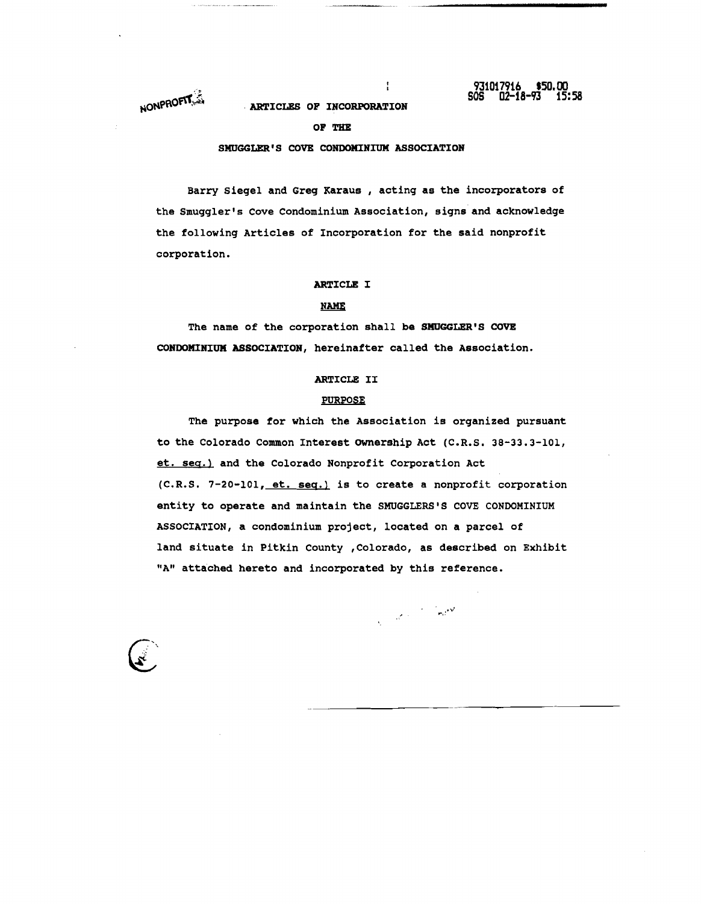NONPROFIT

931017916 $50.00
SOS 02-18-93 15:58

# ARTICLES OF INCORPORATION

# OF THE

# SMUGGLER'S COVE CONDOMINIUM ASSOCIATION

Barry Siegel and Greg Karaus , acting as the incorporators of the Smuggler's Cove Condominium Association, signs and acknowledge the following Articles of Incorporation for the said nonprofit corporation.

## ARTICLE I

### NAME

The name of the corporation shall be **SMUGGLER'S COVE CONDOMINIUM ASSOCIATION**, hereinafter called the Association.

## ARTICLE II

### PURPOSE

The purpose for which the Association is organized pursuant to the Colorado Common Interest Ownership Act (C.R.S. 38-33.3-101, et. seq.) and the Colorado Nonprofit Corporation Act (C.R.S. 7-20-101, et. seq.) is to create a nonprofit corporation entity to operate and maintain the SMUGGLERS'S COVE CONDOMINIUM ASSOCIATION, a condominium project, located on a parcel of land situate in Pitkin County ,Colorado, as described on Exhibit "A" attached hereto and incorporated by this reference.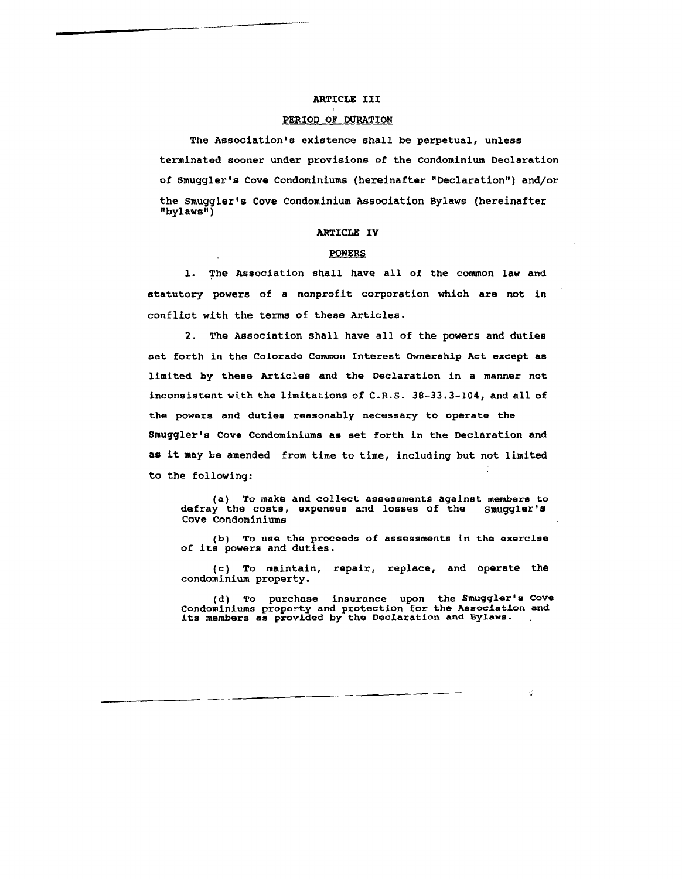## ARTICLE III

## PERIOD OF DURATION

The Association's existence shall be perpetual, unless terminated sooner under provisions of the Condominium Declaration of Smuggler's Cove Condominiums (hereinafter "Declaration") and/or the Smuggler's Cove Condominium Association Bylaws (hereinafter "bylaws")

## ARTICLE IV

## POWERS

1. The Association shall have all of the common law and statutory powers of a nonprofit corporation which are not in conflict with the terms of these Articles.

2. The Association shall have all of the powers and duties set forth in the Colorado Common Interest Ownership Act except as limited by these Articles and the Declaration in a manner not inconsistent with the limitations of C.R.S. 38-33.3-104, and all of the powers and duties reasonably necessary to operate the Smuggler's Cove Condominiums as set forth in the Declaration and as it may be amended from time to time, including but not limited to the following:

(a) To make and collect assessments against members to defray the costs, expenses and losses of the Smuggler's Cove Condominiums

(b) To use the proceeds of assessments in the exercise of its powers and duties.

(c) To maintain, repair, replace, and operate the condominium property.

(d) To purchase insurance upon the Smuggler's Cove Condominiums property and protection for the Association and its members as provided by the Declaration and Bylaws.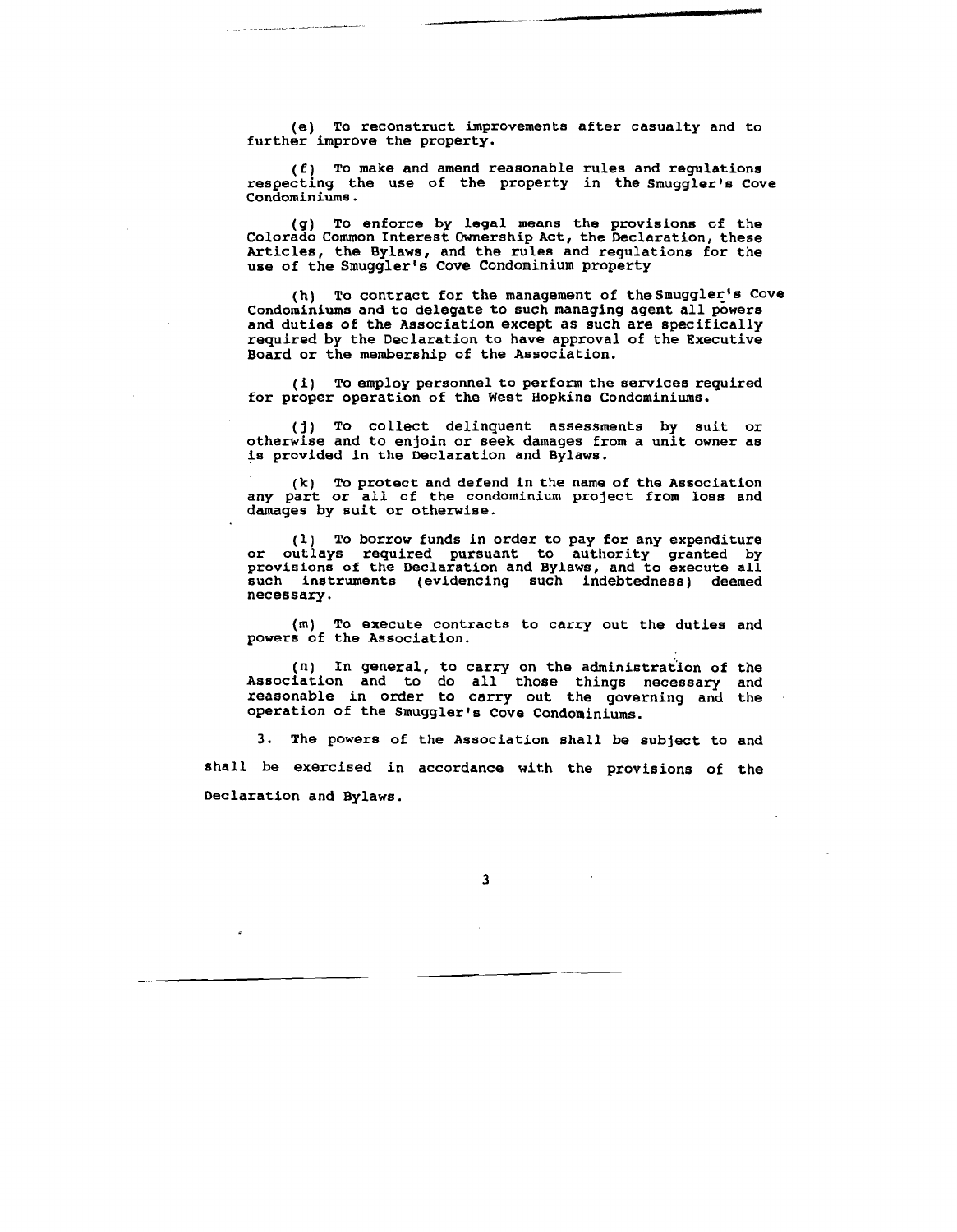(e) To reconstruct improvements after casualty and to further improve the property.

(f) To make and amend reasonable rules and regulations respecting the use of the property in the Smuggler's Cove Condominiums.

(g) To enforce by legal means the provisions of the Colorado Common Interest Ownership Act, the Declaration, these Articles, the Bylaws, and the rules and regulations for the use of the Smuggler's Cove Condominium property

(h) To contract for the management of the Smuggler's Cove Condominiums and to delegate to such managing agent all powers and duties of the Association except as such are specifically required by the Declaration to have approval of the Executive Board or the membership of the Association.

(i) To employ personnel to perform the services required for proper operation of the West Hopkins Condominiums.

(j) To collect delinquent assessments by suit or otherwise and to enjoin or seek damages from a unit owner as is provided in the Declaration and Bylaws.

(k) To protect and defend in the name of the Association any part or all of the condominium project from loss and damages by suit or otherwise.

(l) To borrow funds in order to pay for any expenditure or outlays required pursuant to authority granted by provisions of the Declaration and Bylaws, and to execute all such instruments (evidencing such indebtedness) deemed necessary.

(m) To execute contracts to carry out the duties and powers of the Association.

(n) In general, to carry on the administration of the Association and to do all those things necessary and reasonable in order to carry out the governing and the operation of the Smuggler's Cove Condominiums.

3. The powers of the Association shall be subject to and shall be exercised in accordance with the provisions of the Declaration and Bylaws.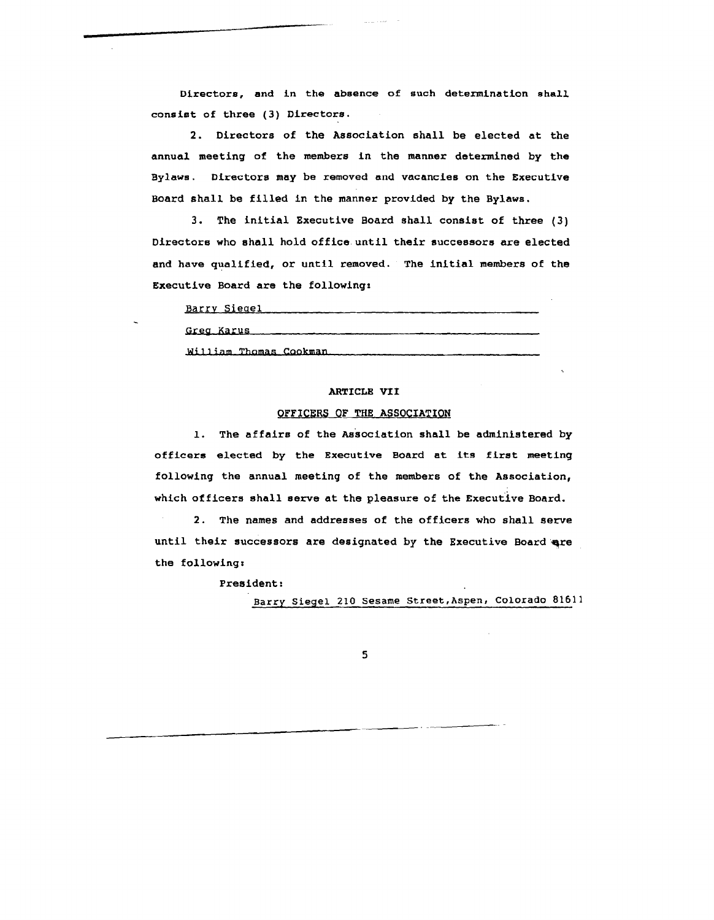Directors, and in the absence of such determination shall consist of three (3) Directors.

2. Directors of the Association shall be elected at the annual meeting of the members in the manner determined by the Bylaws. Directors may be removed and vacancies on the Executive Board shall be filled in the manner provided by the Bylaws.

3. The initial Executive Board shall consist of three (3) Directors who shall hold office until their successors are elected and have qualified, or until removed. The initial members of the Executive Board are the following:

Barry Siegel

Greg Karus

William Thomas Cookman

## ARTICLE VII

### OFFICERS OF THE ASSOCIATION

1. The affairs of the Association shall be administered by officers elected by the Executive Board at its first meeting following the annual meeting of the members of the Association, which officers shall serve at the pleasure of the Executive Board.

2. The names and addresses of the officers who shall serve until their successors are designated by the Executive Board are the following:

President:

Barry Siegel 210 Sesame Street, Aspen, Colorado 81611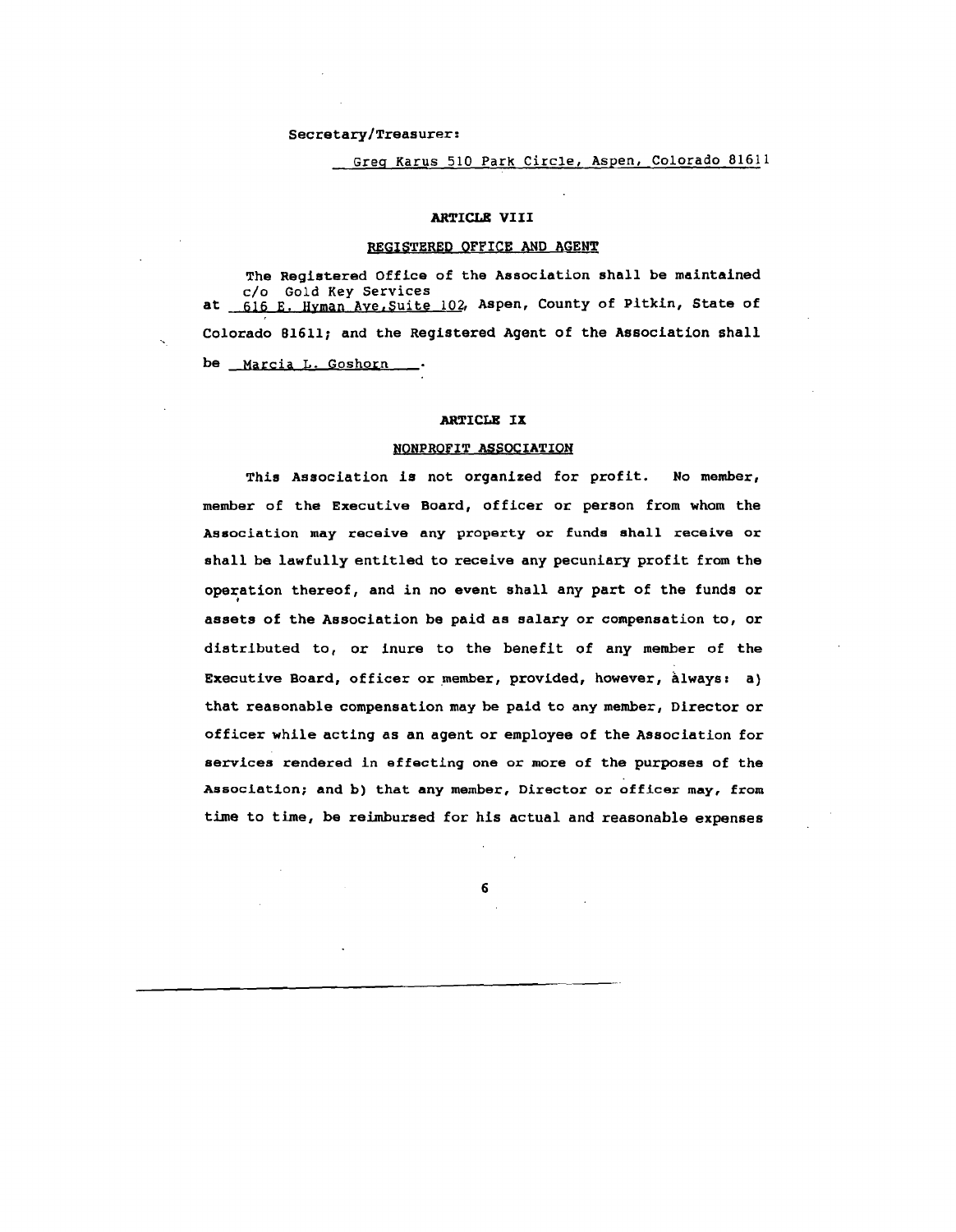Secretary/Treasurer:

Greg Karus 510 Park Circle, Aspen, Colorado 81611

### ARTICLE VIII

#### REGISTERED OFFICE AND AGENT

The Registered Office of the Association shall be maintained c/o Gold Key Services at 616 E. Hyman Ave.Suite 102, Aspen, County of Pitkin, State of Colorado 81611; and the Registered Agent of the Association shall be Marcia L. Goshorn.

### ARTICLE IX

#### NONPROFIT ASSOCIATION

This Association is not organized for profit. No member, member of the Executive Board, officer or person from whom the Association may receive any property or funds shall receive or shall be lawfully entitled to receive any pecuniary profit from the operation thereof, and in no event shall any part of the funds or assets of the Association be paid as salary or compensation to, or distributed to, or inure to the benefit of any member of the Executive Board, officer or member, provided, however, always: a) that reasonable compensation may be paid to any member, Director or officer while acting as an agent or employee of the Association for services rendered in effecting one or more of the purposes of the Association; and b) that any member, Director or officer may, from time to time, be reimbursed for his actual and reasonable expenses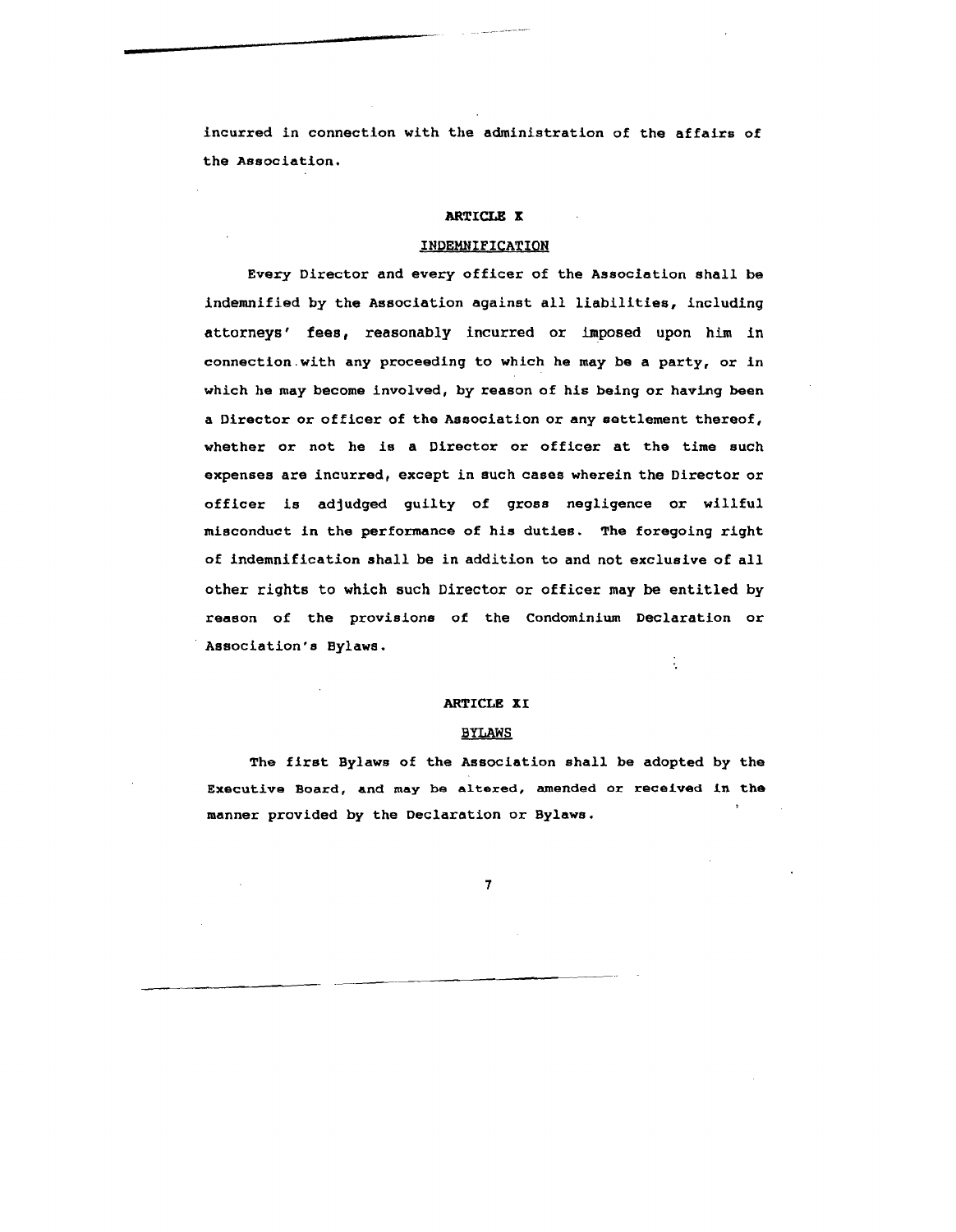incurred in connection with the administration of the affairs of the Association.

## ARTICLE X

### INDEMNIFICATION

Every Director and every officer of the Association shall be indemnified by the Association against all liabilities, including attorneys' fees, reasonably incurred or imposed upon him in connection with any proceeding to which he may be a party, or in which he may become involved, by reason of his being or having been a Director or officer of the Association or any settlement thereof, whether or not he is a Director or officer at the time such expenses are incurred, except in such cases wherein the Director or officer is adjudged guilty of gross negligence or willful misconduct in the performance of his duties. The foregoing right of indemnification shall be in addition to and not exclusive of all other rights to which such Director or officer may be entitled by reason of the provisions of the Condominium Declaration or Association's Bylaws.

## ARTICLE XI

### BYLAWS

The first Bylaws of the Association shall be adopted by the Executive Board, and may be altered, amended or received in the manner provided by the Declaration or Bylaws.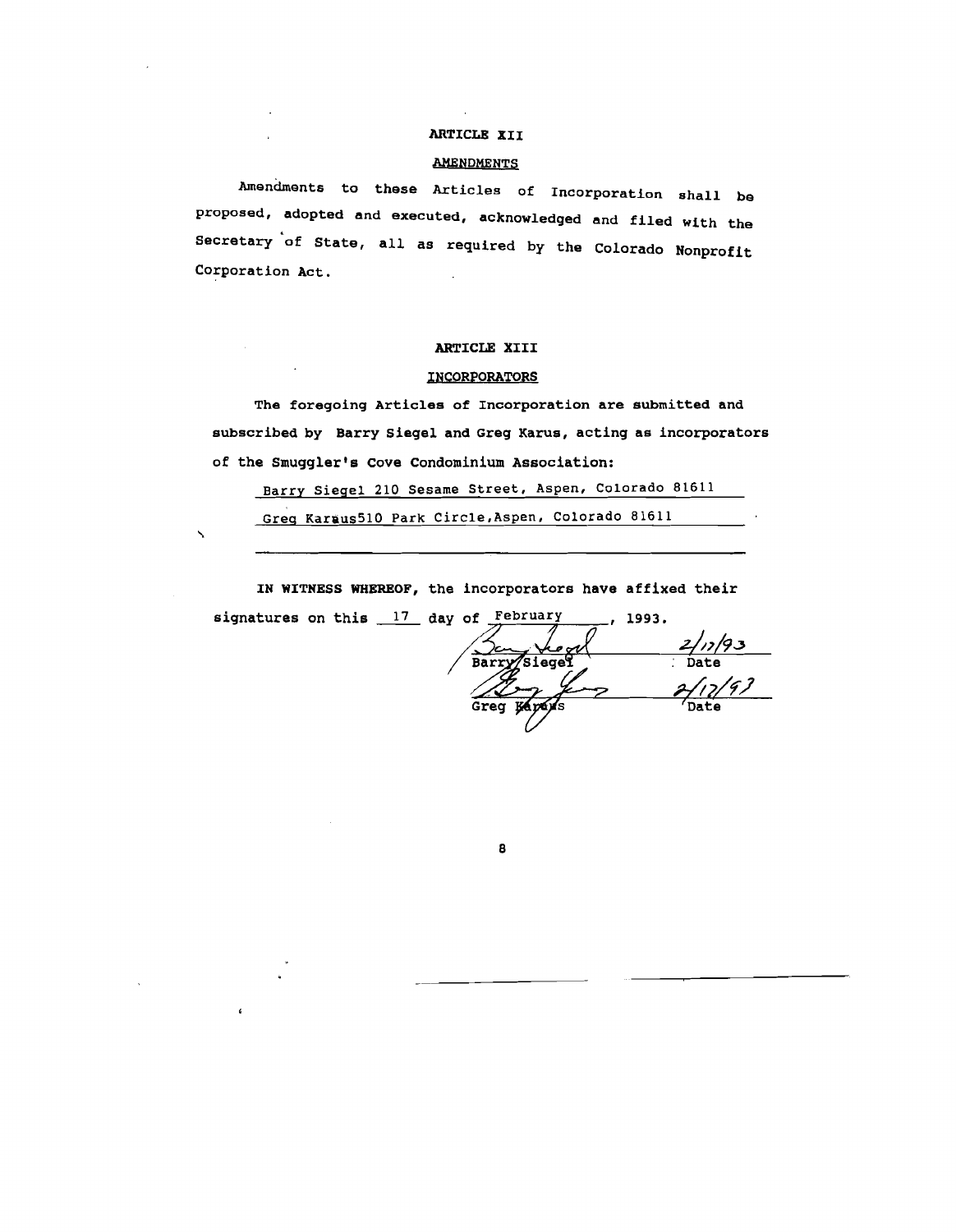## ARTICLE XII

### AMENDMENTS

Amendments to these Articles of Incorporation shall be proposed, adopted and executed, acknowledged and filed with the Secretary of State, all as required by the Colorado Nonprofit Corporation Act.

## ARTICLE XIII

### INCORPORATORS

The foregoing Articles of Incorporation are submitted and subscribed by Barry Siegel and Greg Karus, acting as incorporators of the Smuggler's Cove Condominium Association:

Barry Siegel 210 Sesame Street, Aspen, Colorado 81611

Greg Karaus510 Park Circle,Aspen, Colorado 81611

IN WITNESS WHEREOF, the incorporators have affixed their signatures on this 17 day of February, 1993.

| | |
|---|---|
| Barry Siegel | 2/17/93 Date |
| Greg Karaus | 2/17/93 Date |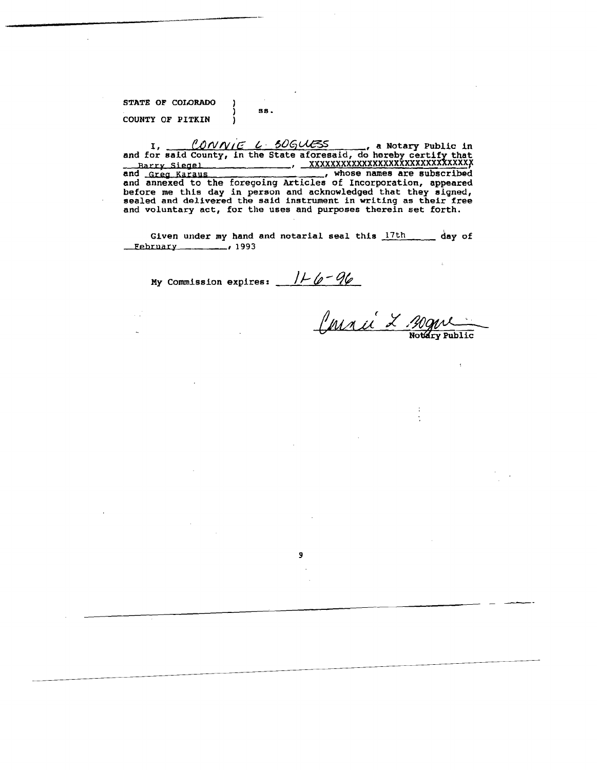STATE OF COLORADO )
) ss.
COUNTY OF PITKIN )

I, CONNIE L. BOGUESS, a Notary Public in and for said County, in the State aforesaid, do hereby certify that Barry Siegel, XXXXXXXXXXXXXXXXXXXXXXXXXXXXXXX and Greg Karaus, whose names are subscribed and annexed to the foregoing Articles of Incorporation, appeared before me this day in person and acknowledged that they signed, sealed and delivered the said instrument in writing as their free and voluntary act, for the uses and purposes therein set forth.

Given under my hand and notarial seal this 17th day of February, 1993

My Commission expires: 11-6-96

Connie L. Boguess
Notary Public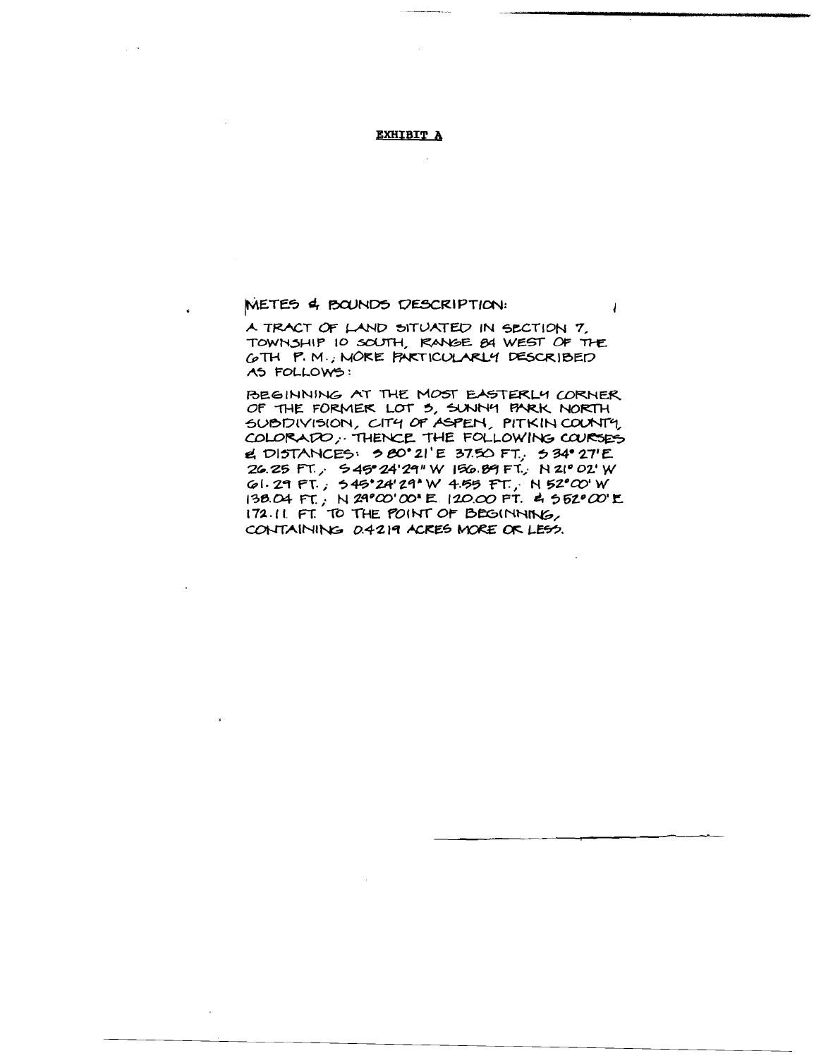**EXHIBIT A**

METES & BOUNDS DESCRIPTION:

A TRACT OF LAND SITUATED IN SECTION 7, TOWNSHIP 10 SOUTH, RANGE 84 WEST OF THE 6TH P. M.; MORE PARTICULARLY DESCRIBED AS FOLLOWS:

BEGINNING AT THE MOST EASTERLY CORNER OF THE FORMER LOT 5, SUNNY PARK NORTH SUBDIVISION, CITY OF ASPEN, PITKIN COUNTY, COLORADO; THENCE THE FOLLOWING COURSES & DISTANCES: S 80°21'E 37.50 FT.; S 34°27'E 26.25 FT.; S 45°24'29" W 156.89 FT.; N 21°02' W 61.29 FT.; S 45°24'29" W 4.55 FT.; N 52°00' W 138.04 FT.; N 29°00'00" E 120.00 FT. & S 52°00'E 172.11 FT. TO THE POINT OF BEGINNING, CONTAINING 0.4219 ACRES MORE OR LESS.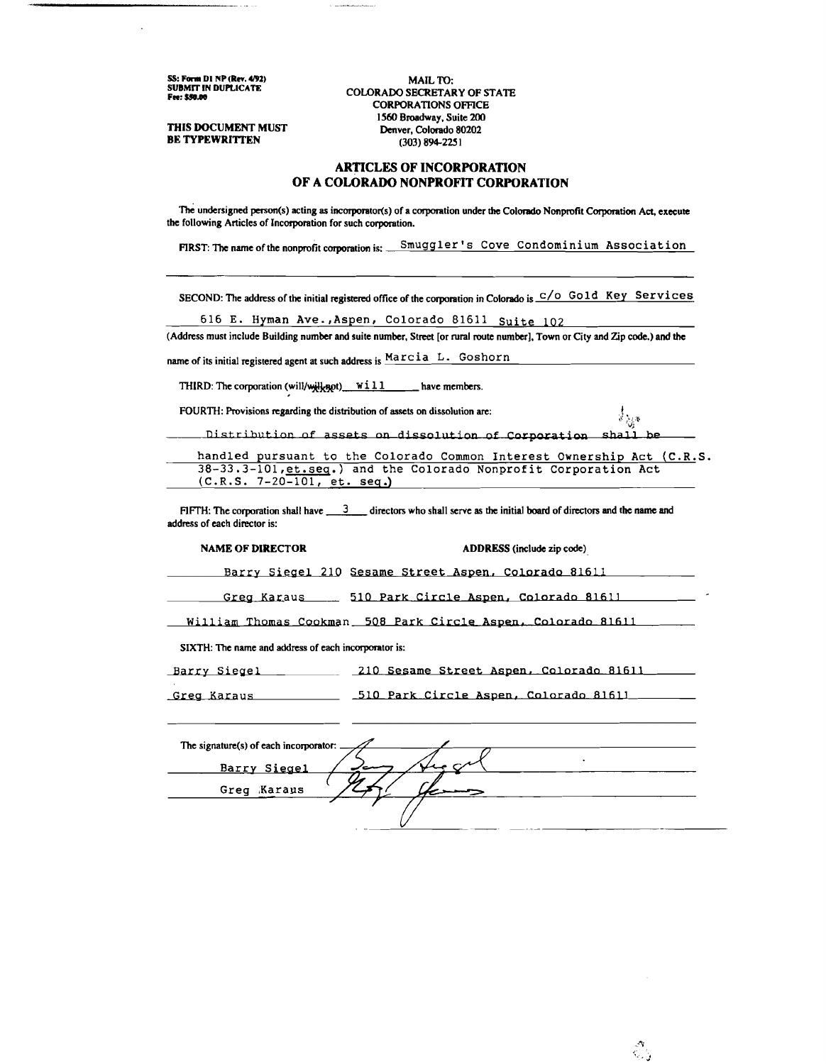SS: Form DI NP (Rev. 4/92)
SUBMIT IN DUPLICATE
Fee: $50.00

THIS DOCUMENT MUST BE TYPEWRITTEN

MAIL TO:
COLORADO SECRETARY OF STATE
CORPORATIONS OFFICE
1560 Broadway, Suite 200
Denver, Colorado 80202
(303) 894-2251

# ARTICLES OF INCORPORATION OF A COLORADO NONPROFIT CORPORATION

The undersigned person(s) acting as incorporator(s) of a corporation under the Colorado Nonprofit Corporation Act, execute the following Articles of Incorporation for such corporation.

FIRST: The name of the nonprofit corporation is: Smuggler's Cove Condominium Association

SECOND: The address of the initial registered office of the corporation in Colorado is c/o Gold Key Services 616 E. Hyman Ave., Aspen, Colorado 81611 Suite 102
(Address must include Building number and suite number, Street [or rural route number], Town or City and Zip code.) and the name of its initial registered agent at such address is Marcia L. Goshorn

THIRD: The corporation (will/~~will not~~) will have members.

FOURTH: Provisions regarding the distribution of assets on dissolution are:

Distribution of assets on dissolution of Corporation shall be handled pursuant to the Colorado Common Interest Ownership Act (C.R.S. 38-33.3-101, et.seq.) and the Colorado Nonprofit Corporation Act (C.R.S. 7-20-101, et. seq.)

FIFTH: The corporation shall have 3 directors who shall serve as the initial board of directors and the name and address of each director is:

| NAME OF DIRECTOR | ADDRESS (include zip code) |
| --- | --- |
| Barry Siegel | 210 Sesame Street Aspen, Colorado 81611 |
| Greg Karaus | 510 Park Circle Aspen, Colorado 81611 |
| William Thomas Cookman | 508 Park Circle Aspen, Colorado 81611 |

SIXTH: The name and address of each incorporator is:

| | |
| --- | --- |
| Barry Siegel | 210 Sesame Street Aspen, Colorado 81611 |
| Greg Karaus | 510 Park Circle Aspen, Colorado 81611 |

The signature(s) of each incorporator:

Barry Siegel

Greg Karaus